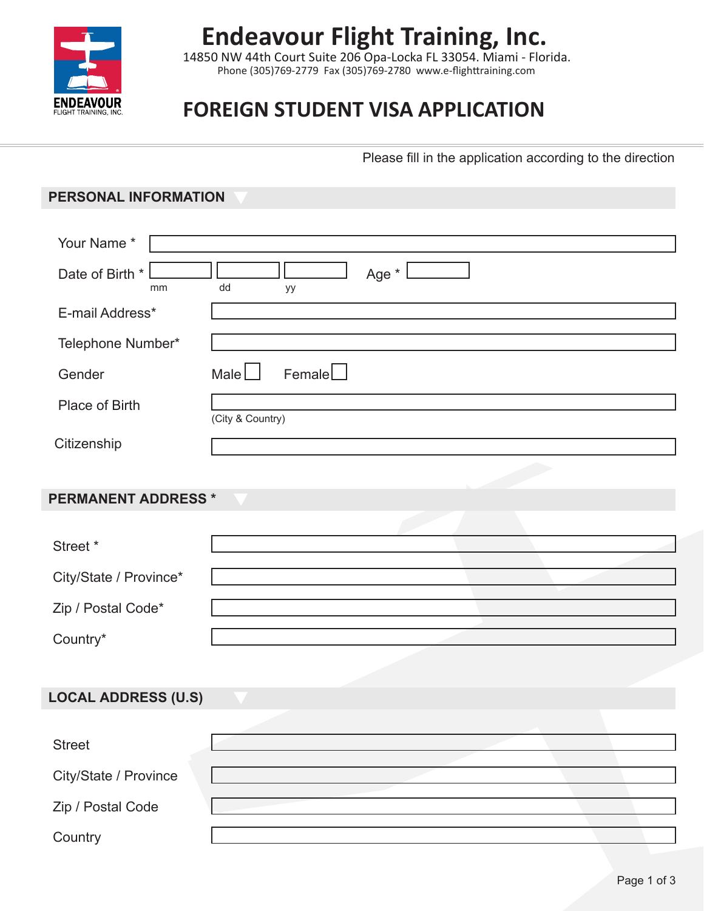# Endeavour Flight Training, Inc.

14850 NW 44th Court Suite 206 Opa-Locka FL 33054. Miami - Florida.
Phone (305)769-2779 Fax (305)769-2780 www.e-flighttraining.com

## FOREIGN STUDENT VISA APPLICATION

Please fill in the application according to the direction

### PERSONAL INFORMATION

Your Name * ____________________

Date of Birth * ______ (mm) ______ (dd) ______ (yy) Age * ______

E-mail Address* ____________________

Telephone Number* ____________________

Gender Male ☐ Female ☐

Place of Birth ____________________ (City & Country)

Citizenship ____________________

### PERMANENT ADDRESS *

Street * ____________________

City/State / Province* ____________________

Zip / Postal Code* ____________________

Country* ____________________

### LOCAL ADDRESS (U.S)

Street ____________________

City/State / Province ____________________

Zip / Postal Code ____________________

Country ____________________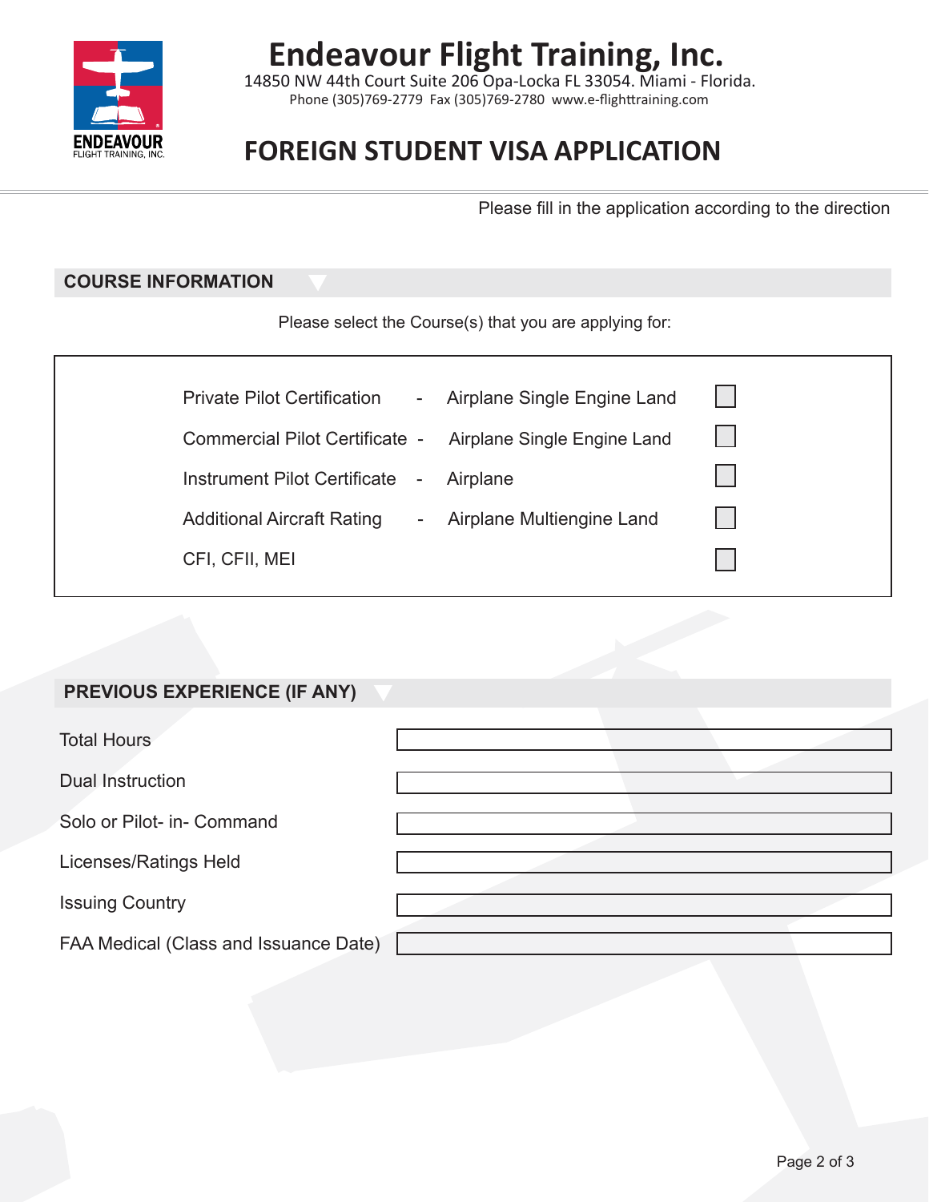# Endeavour Flight Training, Inc.

14850 NW 44th Court Suite 206 Opa-Locka FL 33054. Miami - Florida.

Phone (305)769-2779 Fax (305)769-2780 www.e-flighttraining.com

## FOREIGN STUDENT VISA APPLICATION

Please fill in the application according to the direction

### COURSE INFORMATION

Please select the Course(s) that you are applying for:

| Course | | Category | |
|---|---|---|---|
| Private Pilot Certification | - | Airplane Single Engine Land | ☐ |
| Commercial Pilot Certificate | - | Airplane Single Engine Land | ☐ |
| Instrument Pilot Certificate | - | Airplane | ☐ |
| Additional Aircraft Rating | - | Airplane Multiengine Land | ☐ |
| CFI, CFII, MEI | | | ☐ |

### PREVIOUS EXPERIENCE (IF ANY)

| Field | |
|---|---|
| Total Hours | |
| Dual Instruction | |
| Solo or Pilot- in- Command | |
| Licenses/Ratings Held | |
| Issuing Country | |
| FAA Medical (Class and Issuance Date) | |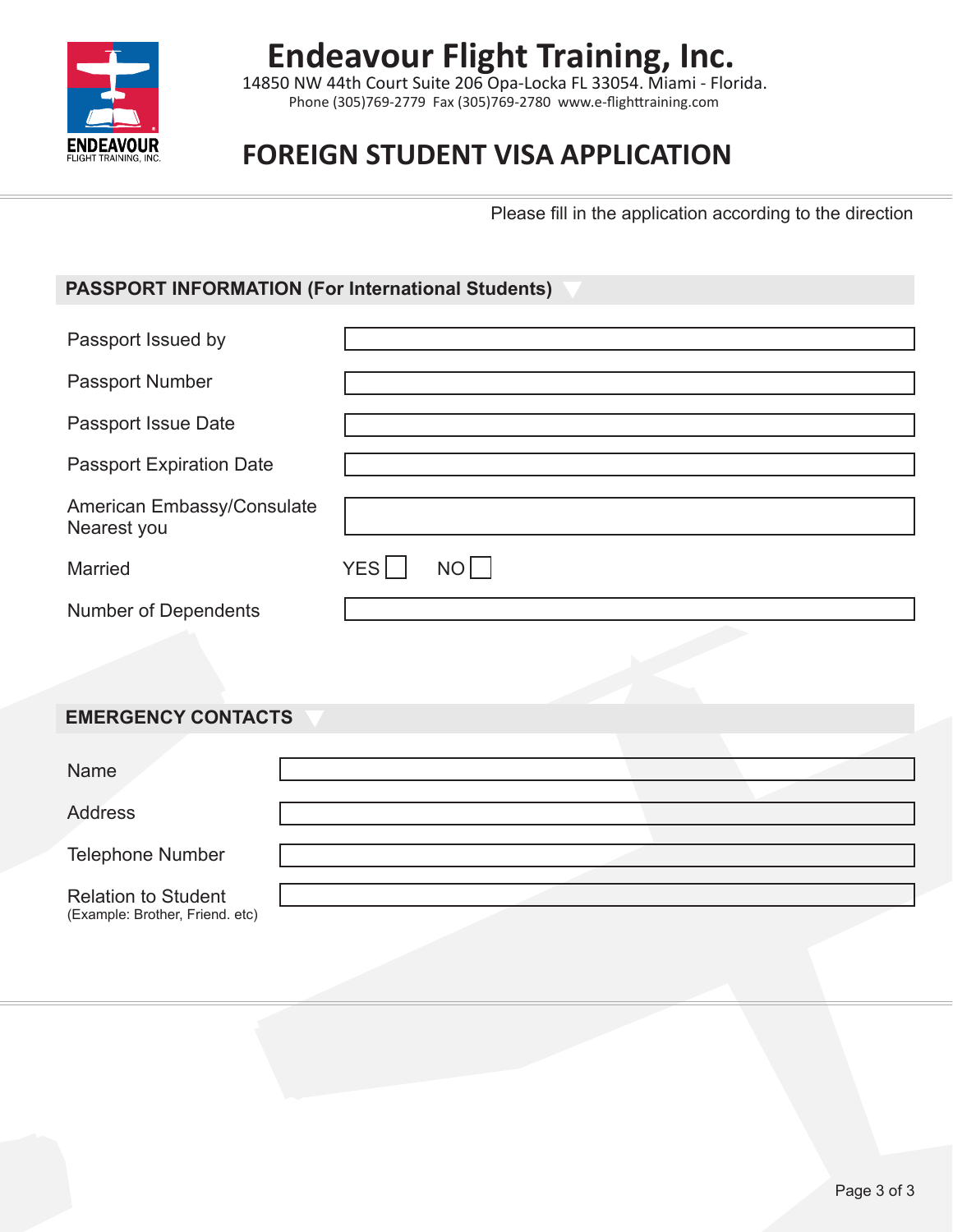# Endeavour Flight Training, Inc.

14850 NW 44th Court Suite 206 Opa-Locka FL 33054. Miami - Florida.
Phone (305)769-2779 Fax (305)769-2780 www.e-flighttraining.com

ENDEAVOUR
FLIGHT TRAINING, INC.

## FOREIGN STUDENT VISA APPLICATION

Please fill in the application according to the direction

### PASSPORT INFORMATION (For International Students)

| | |
|---|---|
| Passport Issued by | |
| Passport Number | |
| Passport Issue Date | |
| Passport Expiration Date | |
| American Embassy/Consulate Nearest you | |
| Married | YES ☐ NO ☐ |
| Number of Dependents | |

### EMERGENCY CONTACTS

| | |
|---|---|
| Name | |
| Address | |
| Telephone Number | |
| Relation to Student (Example: Brother, Friend. etc) | |